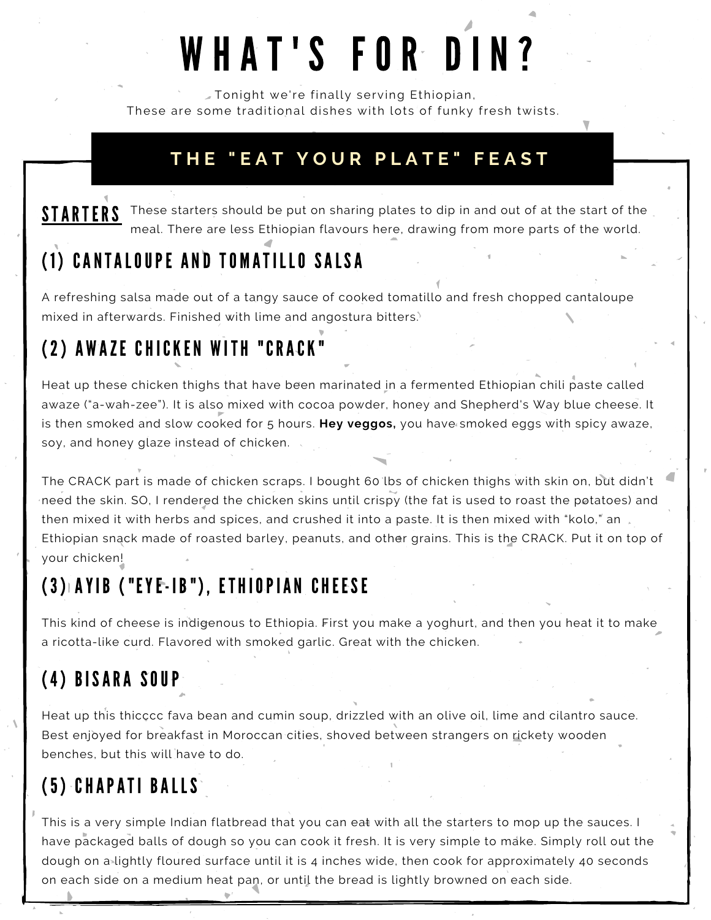# WHAT'S FOR DIN?

Tonight we're finally serving Ethiopian,
These are some traditional dishes with lots of funky fresh twists.

## THE "EAT YOUR PLATE" FEAST

**STARTERS** These starters should be put on sharing plates to dip in and out of at the start of the meal. There are less Ethiopian flavours here, drawing from more parts of the world.

### (1) CANTALOUPE AND TOMATILLO SALSA

A refreshing salsa made out of a tangy sauce of cooked tomatillo and fresh chopped cantaloupe mixed in afterwards. Finished with lime and angostura bitters.

### (2) AWAZE CHICKEN WITH "CRACK"

Heat up these chicken thighs that have been marinated in a fermented Ethiopian chili paste called awaze ("a-wah-zee"). It is also mixed with cocoa powder, honey and Shepherd's Way blue cheese. It is then smoked and slow cooked for 5 hours. **Hey veggos,** you have smoked eggs with spicy awaze, soy, and honey glaze instead of chicken.

The CRACK part is made of chicken scraps. I bought 60 lbs of chicken thighs with skin on, but didn't need the skin. SO, I rendered the chicken skins until crispy (the fat is used to roast the potatoes) and then mixed it with herbs and spices, and crushed it into a paste. It is then mixed with "kolo," an Ethiopian snack made of roasted barley, peanuts, and other grains. This is the CRACK. Put it on top of your chicken!

### (3) AYIB ("EYE-IB"), ETHIOPIAN CHEESE

This kind of cheese is indigenous to Ethiopia. First you make a yoghurt, and then you heat it to make a ricotta-like curd. Flavored with smoked garlic. Great with the chicken.

### (4) BISARA SOUP

Heat up this thicccc fava bean and cumin soup, drizzled with an olive oil, lime and cilantro sauce. Best enjoyed for breakfast in Moroccan cities, shoved between strangers on rickety wooden benches, but this will have to do.

### (5) CHAPATI BALLS

This is a very simple Indian flatbread that you can eat with all the starters to mop up the sauces. I have packaged balls of dough so you can cook it fresh. It is very simple to make. Simply roll out the dough on a lightly floured surface until it is 4 inches wide, then cook for approximately 40 seconds on each side on a medium heat pan, or until the bread is lightly browned on each side.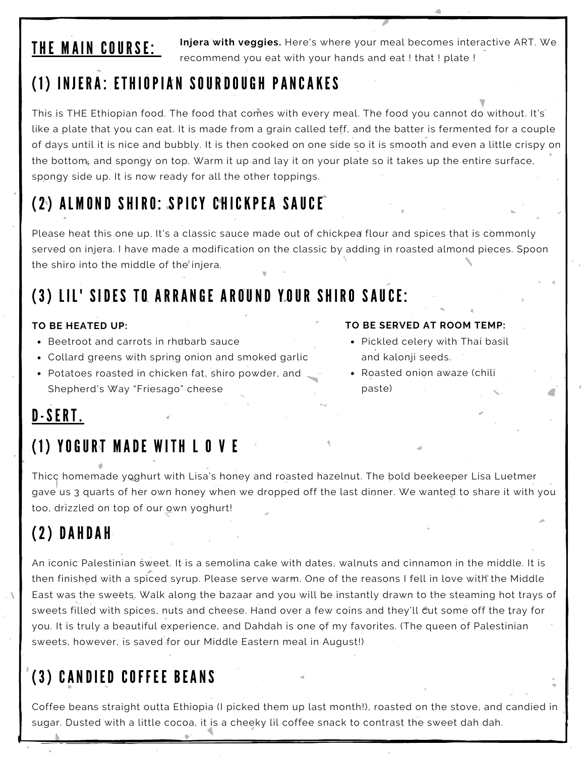## THE MAIN COURSE:

**Injera with veggies.** Here's where your meal becomes interactive ART. We recommend you eat with your hands and eat ! that ! plate !

### (1) INJERA: ETHIOPIAN SOURDOUGH PANCAKES

This is THE Ethiopian food. The food that comes with every meal. The food you cannot do without. It's like a plate that you can eat. It is made from a grain called teff, and the batter is fermented for a couple of days until it is nice and bubbly. It is then cooked on one side so it is smooth and even a little crispy on the bottom, and spongy on top. Warm it up and lay it on your plate so it takes up the entire surface, spongy side up. It is now ready for all the other toppings.

### (2) ALMOND SHIRO: SPICY CHICKPEA SAUCE

Please heat this one up. It's a classic sauce made out of chickpea flour and spices that is commonly served on injera. I have made a modification on the classic by adding in roasted almond pieces. Spoon the shiro into the middle of the injera.

### (3) LIL' SIDES TO ARRANGE AROUND YOUR SHIRO SAUCE:

**TO BE HEATED UP:**

- Beetroot and carrots in rhubarb sauce
- Collard greens with spring onion and smoked garlic
- Potatoes roasted in chicken fat, shiro powder, and Shepherd's Way "Friesago" cheese

**TO BE SERVED AT ROOM TEMP:**

- Pickled celery with Thai basil and kalonji seeds.
- Roasted onion awaze (chili paste)

## D-SERT.

### (1) YOGURT MADE WITH L O V E

Thicc homemade yoghurt with Lisa's honey and roasted hazelnut. The bold beekeeper Lisa Luetmer gave us 3 quarts of her own honey when we dropped off the last dinner. We wanted to share it with you too, drizzled on top of our own yoghurt!

### (2) DAHDAH

An iconic Palestinian sweet. It is a semolina cake with dates, walnuts and cinnamon in the middle. It is then finished with a spiced syrup. Please serve warm. One of the reasons I fell in love with the Middle East was the sweets. Walk along the bazaar and you will be instantly drawn to the steaming hot trays of sweets filled with spices, nuts and cheese. Hand over a few coins and they'll cut some off the tray for you. It is truly a beautiful experience, and Dahdah is one of my favorites. (The queen of Palestinian sweets, however, is saved for our Middle Eastern meal in August!)

### (3) CANDIED COFFEE BEANS

Coffee beans straight outta Ethiopia (I picked them up last month!), roasted on the stove, and candied in sugar. Dusted with a little cocoa, it is a cheeky lil coffee snack to contrast the sweet dah dah.